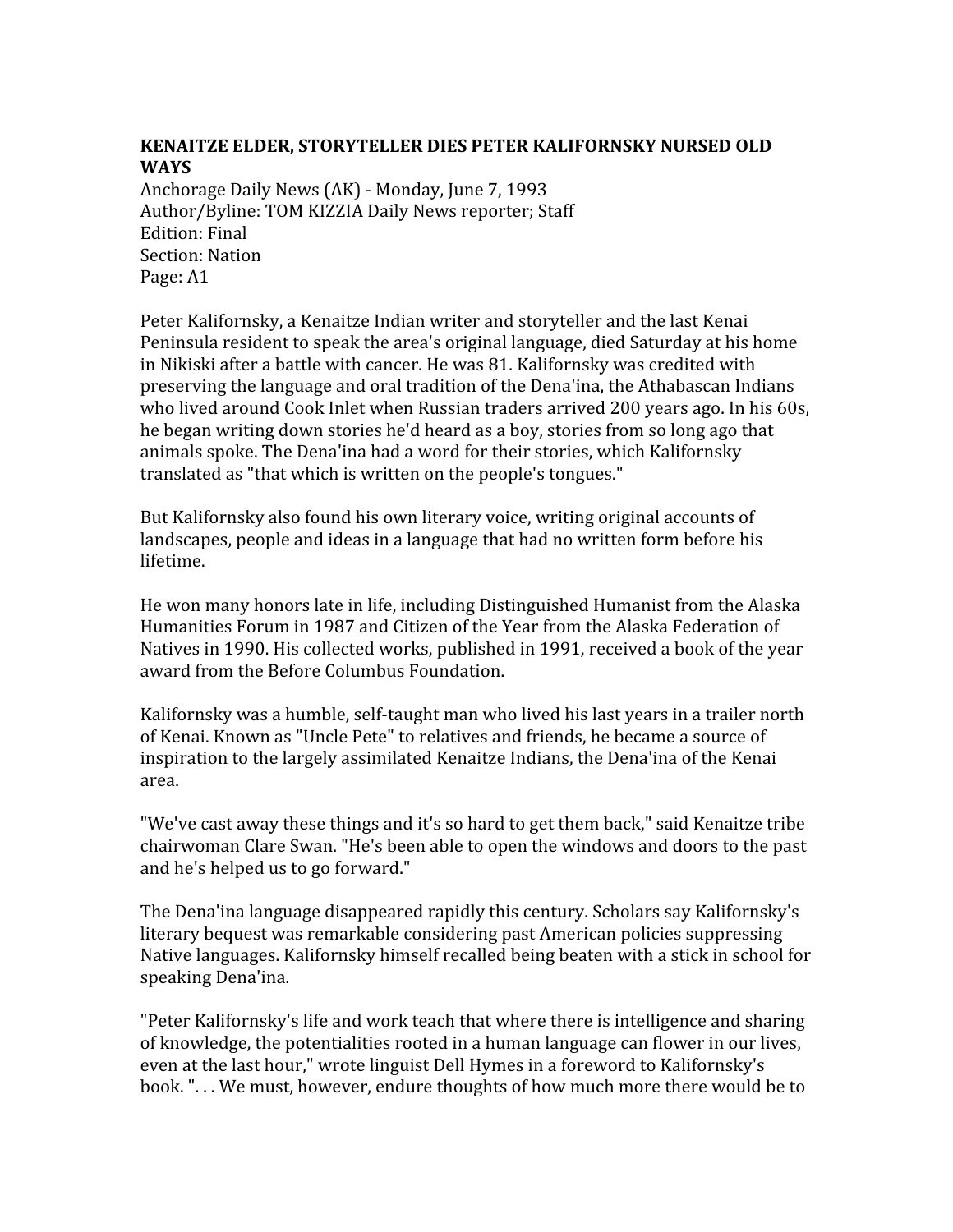**KENAITZE ELDER, STORYTELLER DIES PETER KALIFORNSKY NURSED OLD WAYS**

Anchorage Daily News (AK) - Monday, June 7, 1993
Author/Byline: TOM KIZZIA Daily News reporter; Staff
Edition: Final
Section: Nation
Page: A1

Peter Kalifornsky, a Kenaitze Indian writer and storyteller and the last Kenai Peninsula resident to speak the area's original language, died Saturday at his home in Nikiski after a battle with cancer. He was 81. Kalifornsky was credited with preserving the language and oral tradition of the Dena'ina, the Athabascan Indians who lived around Cook Inlet when Russian traders arrived 200 years ago. In his 60s, he began writing down stories he'd heard as a boy, stories from so long ago that animals spoke. The Dena'ina had a word for their stories, which Kalifornsky translated as "that which is written on the people's tongues."

But Kalifornsky also found his own literary voice, writing original accounts of landscapes, people and ideas in a language that had no written form before his lifetime.

He won many honors late in life, including Distinguished Humanist from the Alaska Humanities Forum in 1987 and Citizen of the Year from the Alaska Federation of Natives in 1990. His collected works, published in 1991, received a book of the year award from the Before Columbus Foundation.

Kalifornsky was a humble, self-taught man who lived his last years in a trailer north of Kenai. Known as "Uncle Pete" to relatives and friends, he became a source of inspiration to the largely assimilated Kenaitze Indians, the Dena'ina of the Kenai area.

"We've cast away these things and it's so hard to get them back," said Kenaitze tribe chairwoman Clare Swan. "He's been able to open the windows and doors to the past and he's helped us to go forward."

The Dena'ina language disappeared rapidly this century. Scholars say Kalifornsky's literary bequest was remarkable considering past American policies suppressing Native languages. Kalifornsky himself recalled being beaten with a stick in school for speaking Dena'ina.

"Peter Kalifornsky's life and work teach that where there is intelligence and sharing of knowledge, the potentialities rooted in a human language can flower in our lives, even at the last hour," wrote linguist Dell Hymes in a foreword to Kalifornsky's book. ". . . We must, however, endure thoughts of how much more there would be to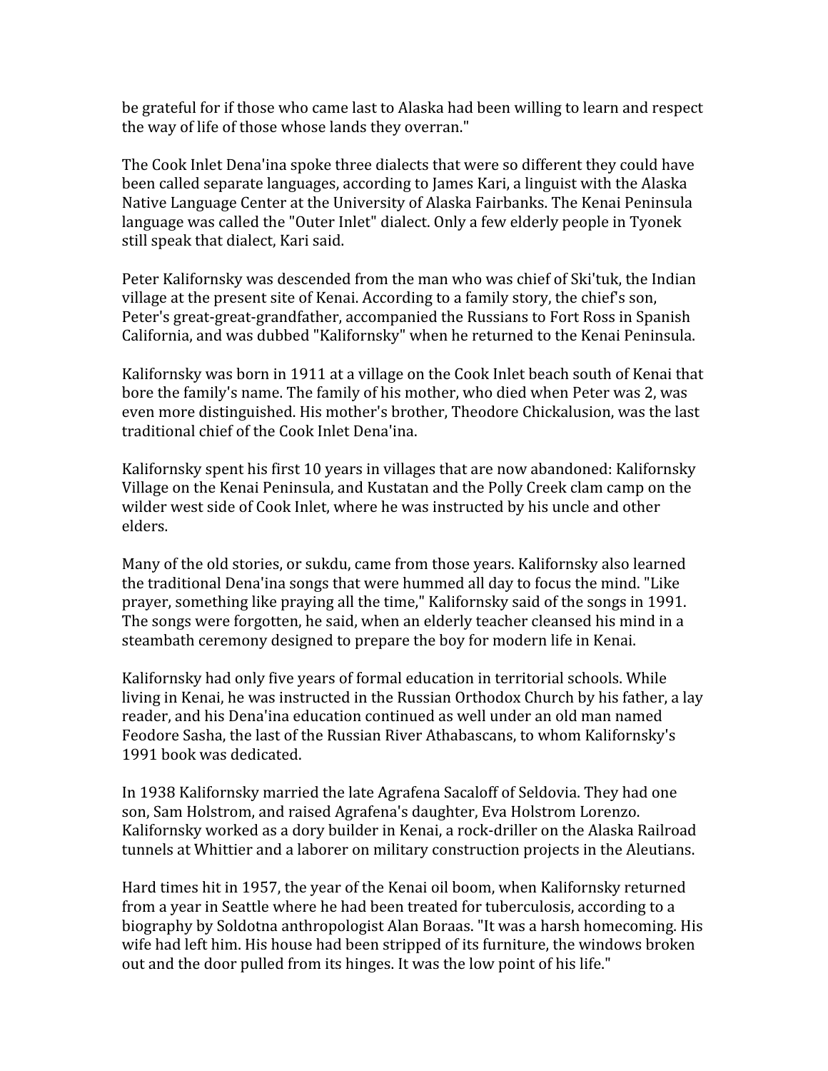be grateful for if those who came last to Alaska had been willing to learn and respect the way of life of those whose lands they overran."

The Cook Inlet Dena'ina spoke three dialects that were so different they could have been called separate languages, according to James Kari, a linguist with the Alaska Native Language Center at the University of Alaska Fairbanks. The Kenai Peninsula language was called the "Outer Inlet" dialect. Only a few elderly people in Tyonek still speak that dialect, Kari said.

Peter Kalifornsky was descended from the man who was chief of Ski'tuk, the Indian village at the present site of Kenai. According to a family story, the chief's son, Peter's great-great-grandfather, accompanied the Russians to Fort Ross in Spanish California, and was dubbed "Kalifornsky" when he returned to the Kenai Peninsula.

Kalifornsky was born in 1911 at a village on the Cook Inlet beach south of Kenai that bore the family's name. The family of his mother, who died when Peter was 2, was even more distinguished. His mother's brother, Theodore Chickalusion, was the last traditional chief of the Cook Inlet Dena'ina.

Kalifornsky spent his first 10 years in villages that are now abandoned: Kalifornsky Village on the Kenai Peninsula, and Kustatan and the Polly Creek clam camp on the wilder west side of Cook Inlet, where he was instructed by his uncle and other elders.

Many of the old stories, or sukdu, came from those years. Kalifornsky also learned the traditional Dena'ina songs that were hummed all day to focus the mind. "Like prayer, something like praying all the time," Kalifornsky said of the songs in 1991. The songs were forgotten, he said, when an elderly teacher cleansed his mind in a steambath ceremony designed to prepare the boy for modern life in Kenai.

Kalifornsky had only five years of formal education in territorial schools. While living in Kenai, he was instructed in the Russian Orthodox Church by his father, a lay reader, and his Dena'ina education continued as well under an old man named Feodore Sasha, the last of the Russian River Athabascans, to whom Kalifornsky's 1991 book was dedicated.

In 1938 Kalifornsky married the late Agrafena Sacaloff of Seldovia. They had one son, Sam Holstrom, and raised Agrafena's daughter, Eva Holstrom Lorenzo. Kalifornsky worked as a dory builder in Kenai, a rock-driller on the Alaska Railroad tunnels at Whittier and a laborer on military construction projects in the Aleutians.

Hard times hit in 1957, the year of the Kenai oil boom, when Kalifornsky returned from a year in Seattle where he had been treated for tuberculosis, according to a biography by Soldotna anthropologist Alan Boraas. "It was a harsh homecoming. His wife had left him. His house had been stripped of its furniture, the windows broken out and the door pulled from its hinges. It was the low point of his life."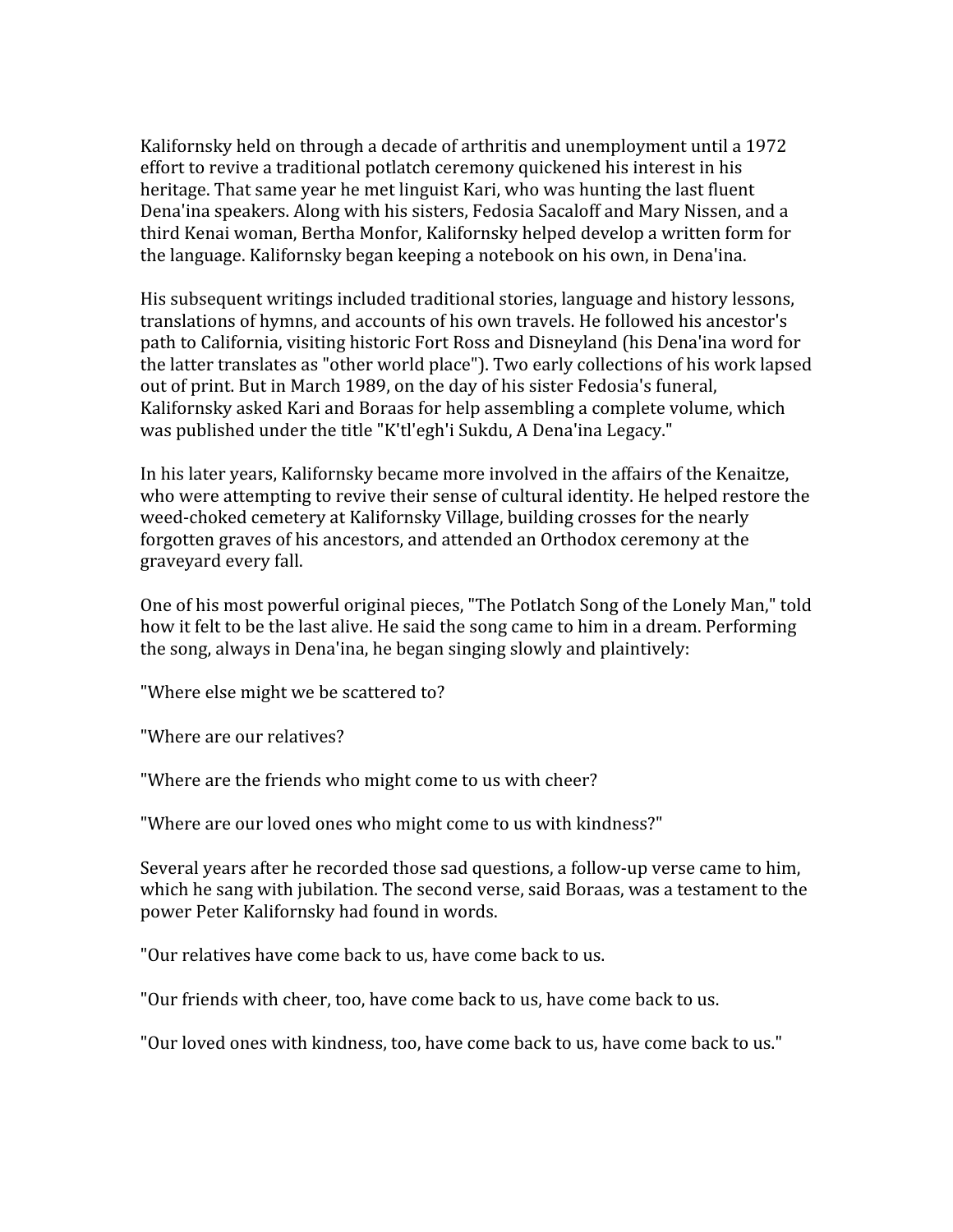Kalifornsky held on through a decade of arthritis and unemployment until a 1972 effort to revive a traditional potlatch ceremony quickened his interest in his heritage. That same year he met linguist Kari, who was hunting the last fluent Dena'ina speakers. Along with his sisters, Fedosia Sacaloff and Mary Nissen, and a third Kenai woman, Bertha Monfor, Kalifornsky helped develop a written form for the language. Kalifornsky began keeping a notebook on his own, in Dena'ina.

His subsequent writings included traditional stories, language and history lessons, translations of hymns, and accounts of his own travels. He followed his ancestor's path to California, visiting historic Fort Ross and Disneyland (his Dena'ina word for the latter translates as "other world place"). Two early collections of his work lapsed out of print. But in March 1989, on the day of his sister Fedosia's funeral, Kalifornsky asked Kari and Boraas for help assembling a complete volume, which was published under the title "K'tl'egh'i Sukdu, A Dena'ina Legacy."

In his later years, Kalifornsky became more involved in the affairs of the Kenaitze, who were attempting to revive their sense of cultural identity. He helped restore the weed-choked cemetery at Kalifornsky Village, building crosses for the nearly forgotten graves of his ancestors, and attended an Orthodox ceremony at the graveyard every fall.

One of his most powerful original pieces, "The Potlatch Song of the Lonely Man," told how it felt to be the last alive. He said the song came to him in a dream. Performing the song, always in Dena'ina, he began singing slowly and plaintively:

"Where else might we be scattered to?

"Where are our relatives?

"Where are the friends who might come to us with cheer?

"Where are our loved ones who might come to us with kindness?"

Several years after he recorded those sad questions, a follow-up verse came to him, which he sang with jubilation. The second verse, said Boraas, was a testament to the power Peter Kalifornsky had found in words.

"Our relatives have come back to us, have come back to us.

"Our friends with cheer, too, have come back to us, have come back to us.

"Our loved ones with kindness, too, have come back to us, have come back to us."